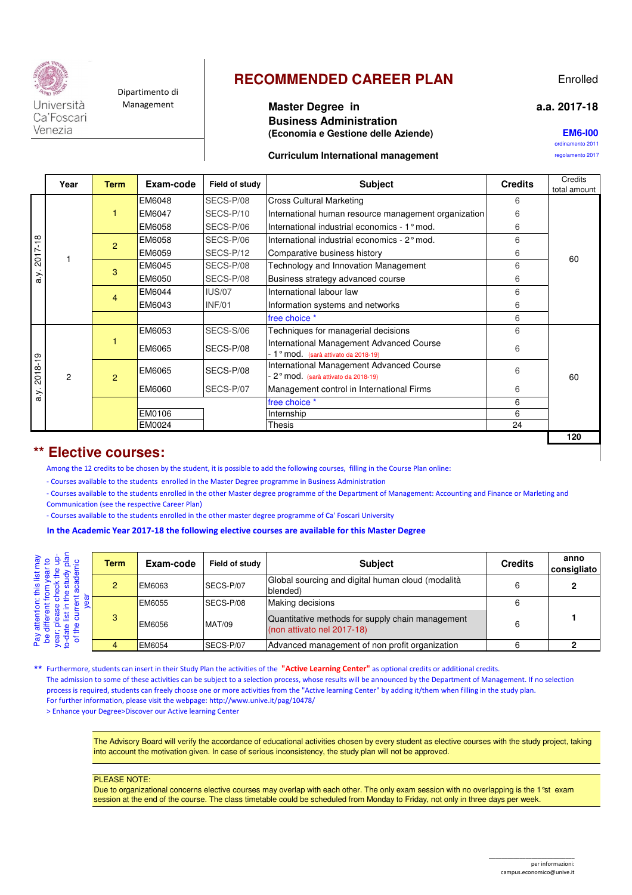Università Ca'Foscari Venezia

Dipartimento di Management

# RECOMMENDED CAREER PLAN

Enrolled

**a.a. 2017-18**

**Master Degree in Business Administration (Economia e Gestione delle Aziende)**

**EM6-I00**

ordinamento 2011

regolamento 2017

**Curriculum International management**

| | Year | Term | Exam-code | Field of study | Subject | Credits | Credits total amount |
|---|---|---|---|---|---|---|---|
| a.y. 2017-18 | 1 | 1 | EM6048 | SECS-P/08 | Cross Cultural Marketing | 6 | 60 |
| | | | EM6047 | SECS-P/10 | International human resource management organization | 6 | |
| | | | EM6058 | SECS-P/06 | International industrial economics - 1° mod. | 6 | |
| | | 2 | EM6058 | SECS-P/06 | International industrial economics - 2° mod. | 6 | |
| | | | EM6059 | SECS-P/12 | Comparative business history | 6 | |
| | | 3 | EM6045 | SECS-P/08 | Technology and Innovation Management | 6 | |
| | | | EM6050 | SECS-P/08 | Business strategy advanced course | 6 | |
| | | 4 | EM6044 | IUS/07 | International labour law | 6 | |
| | | | EM6043 | INF/01 | Information systems and networks | 6 | |
| | | | | | free choice * | 6 | |
| a.y. 2018-19 | 2 | 1 | EM6053 | SECS-S/06 | Techniques for managerial decisions | 6 | 60 |
| | | | EM6065 | SECS-P/08 | International Management Advanced Course - 1° mod. (sarà attivato da 2018-19) | 6 | |
| | | 2 | EM6065 | SECS-P/08 | International Management Advanced Course - 2° mod. (sarà attivato da 2018-19) | 6 | |
| | | | EM6060 | SECS-P/07 | Management control in International Firms | 6 | |
| | | | | | free choice * | 6 | |
| | | | EM0106 | | Internship | 6 | |
| | | | EM0024 | | Thesis | 24 | |
| | | | | | | | **120** |

## ** Elective courses:

Among the 12 credits to be chosen by the student, it is possible to add the following courses, filling in the Course Plan online:

- Courses available to the students enrolled in the Master Degree programme in Business Administration
- Courses available to the students enrolled in the other Master degree programme of the Department of Management: Accounting and Finance or Marleting and Communication (see the respective Career Plan)
- Courses available to the students enrolled in the other master degree programme of Ca' Foscari University

**In the Academic Year 2017-18 the following elective courses are available for this Master Degree**

Pay attention: this list may be different from year to year; please check the up-to-date list in the study plan of the current academic year

| Term | Exam-code | Field of study | Subject | Credits | anno consigliato |
|---|---|---|---|---|---|
| 2 | EM6063 | SECS-P/07 | Global sourcing and digital human cloud (modalità blended) | 6 | **2** |
| 3 | EM6055 | SECS-P/08 | Making decisions | 6 | **1** |
| | EM6056 | MAT/09 | Quantitative methods for supply chain management (non attivato nel 2017-18) | 6 | |
| 4 | EM6054 | SECS-P/07 | Advanced management of non profit organization | 6 | **2** |

** Furthermore, students can insert in their Study Plan the activities of the **"Active Learning Center"** as optional credits or additional credits.
The admission to some of these activities can be subject to a selection process, whose results will be announced by the Department of Management. If no selection process is required, students can freely choose one or more activities from the "Active learning Center" by adding it/them when filling in the study plan.
For further information, please visit the webpage: http://www.unive.it/pag/10478/
> Enhance your Degree>Discover our Active learning Center

The Advisory Board will verify the accordance of educational activities chosen by every student as elective courses with the study project, taking into account the motivation given. In case of serious inconsistency, the study plan will not be approved.

PLEASE NOTE:
Due to organizational concerns elective courses may overlap with each other. The only exam session with no overlapping is the 1°st exam session at the end of the course. The class timetable could be scheduled from Monday to Friday, not only in three days per week.

per informazioni:
campus.economico@unive.it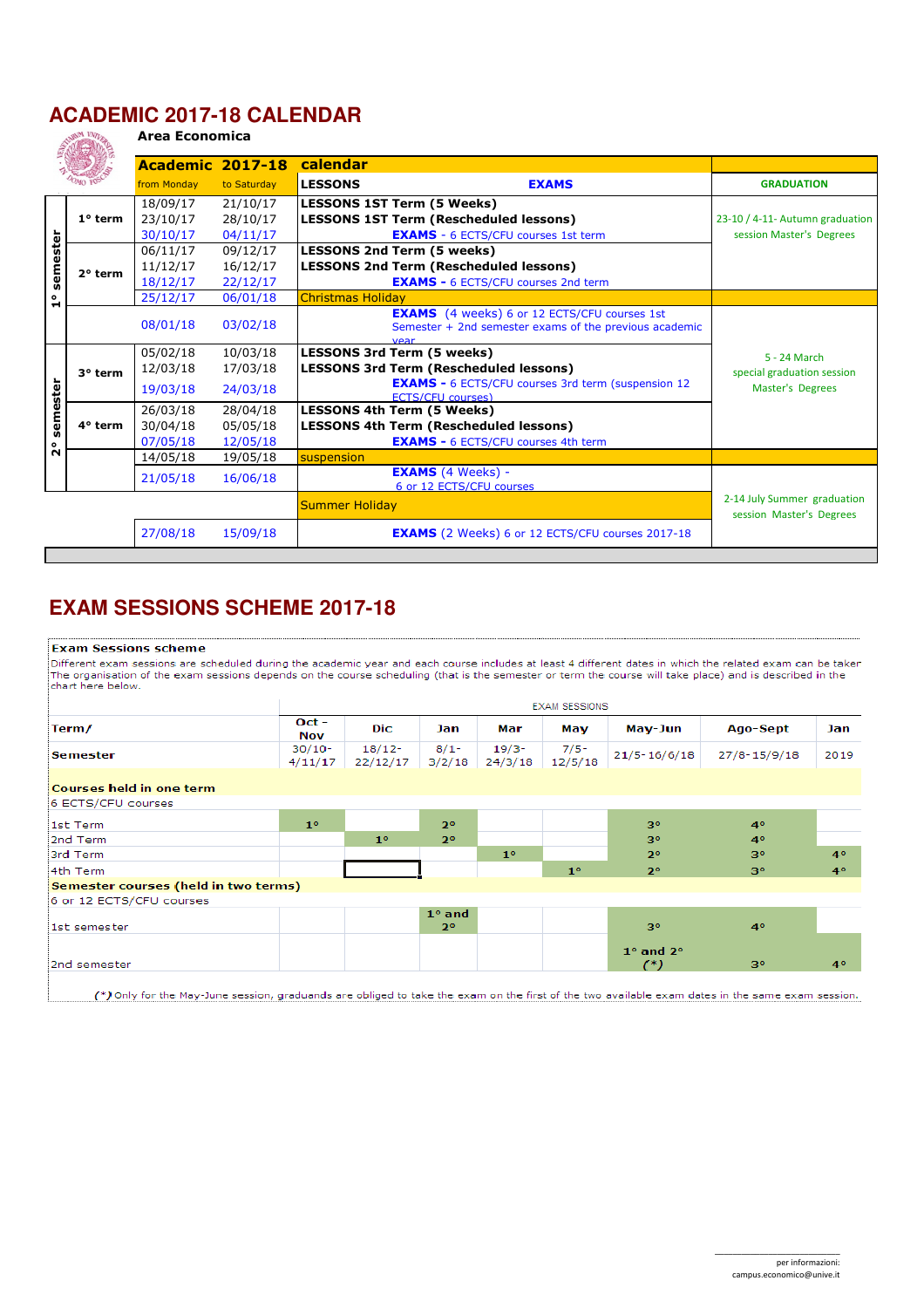# ACADEMIC 2017-18 CALENDAR

**Area Economica**

| | | from Monday | to Saturday | LESSONS / EXAMS | GRADUATION |
|---|---|---|---|---|---|
| 1° semester | 1° term | 18/09/17 | 21/10/17 | **LESSONS 1ST Term (5 Weeks)** | 23-10 / 4-11- Autumn graduation session Master's Degrees |
| | | 23/10/17 | 28/10/17 | **LESSONS 1ST Term (Rescheduled lessons)** | |
| | | 30/10/17 | 04/11/17 | **EXAMS** - 6 ECTS/CFU courses 1st term | |
| | 2° term | 06/11/17 | 09/12/17 | **LESSONS 2nd Term (5 weeks)** | |
| | | 11/12/17 | 16/12/17 | **LESSONS 2nd Term (Rescheduled lessons)** | |
| | | 18/12/17 | 22/12/17 | **EXAMS -** 6 ECTS/CFU courses 2nd term | |
| | | 25/12/17 | 06/01/18 | Christmas Holiday | |
| | | 08/01/18 | 03/02/18 | **EXAMS** (4 weeks) 6 or 12 ECTS/CFU courses 1st Semester + 2nd semester exams of the previous academic year | 5 - 24 March special graduation session Master's Degrees |
| 2° semester | 3° term | 05/02/18 | 10/03/18 | **LESSONS 3rd Term (5 weeks)** | |
| | | 12/03/18 | 17/03/18 | **LESSONS 3rd Term (Rescheduled lessons)** | |
| | | 19/03/18 | 24/03/18 | **EXAMS -** 6 ECTS/CFU courses 3rd term (suspension 12 ECTS/CFU courses) | |
| | 4° term | 26/03/18 | 28/04/18 | **LESSONS 4th Term (5 Weeks)** | |
| | | 30/04/18 | 05/05/18 | **LESSONS 4th Term (Rescheduled lessons)** | |
| | | 07/05/18 | 12/05/18 | **EXAMS -** 6 ECTS/CFU courses 4th term | |
| | | 14/05/18 | 19/05/18 | suspension | |
| | | 21/05/18 | 16/06/18 | **EXAMS** (4 Weeks) - 6 or 12 ECTS/CFU courses | 2-14 July Summer graduation session Master's Degrees |
| | | | | Summer Holiday | |
| | | 27/08/18 | 15/09/18 | **EXAMS** (2 Weeks) 6 or 12 ECTS/CFU courses 2017-18 | |

# EXAM SESSIONS SCHEME 2017-18

**Exam Sessions scheme**

Different exam sessions are scheduled during the academic year and each course includes at least 4 different dates in which the related exam can be taker The organisation of the exam sessions depends on the course scheduling (that is the semester or term the course will take place) and is described in the chart here below.

| | EXAM SESSIONS | | | | | | | |
|---|---|---|---|---|---|---|---|---|
| **Term/** | **Oct - Nov** | **Dic** | **Jan** | **Mar** | **May** | **May-Jun** | **Ago-Sept** | **Jan** |
| **Semester** | 30/10-4/11/17 | 18/12-22/12/17 | 8/1-3/2/18 | 19/3-24/3/18 | 7/5-12/5/18 | 21/5-16/6/18 | 27/8-15/9/18 | 2019 |
| **Courses held in one term** | | | | | | | | |
| 6 ECTS/CFU courses | | | | | | | | |
| 1st Term | 1° | | 2° | | | 3° | 4° | |
| 2nd Term | | 1° | 2° | | | 3° | 4° | |
| 3rd Term | | | | 1° | | 2° | 3° | 4° |
| 4th Term | | | | | 1° | 2° | 3° | 4° |
| **Semester courses (held in two terms)** | | | | | | | | |
| 6 or 12 ECTS/CFU courses | | | | | | | | |
| 1st semester | | | 1° and 2° | | | 3° | 4° | |
| 2nd semester | | | | | | 1° and 2° (*) | 3° | 4° |

(*) Only for the May-June session, graduands are obliged to take the exam on the first of the two available exam dates in the same exam session.

per informazioni:
campus.economico@unive.it